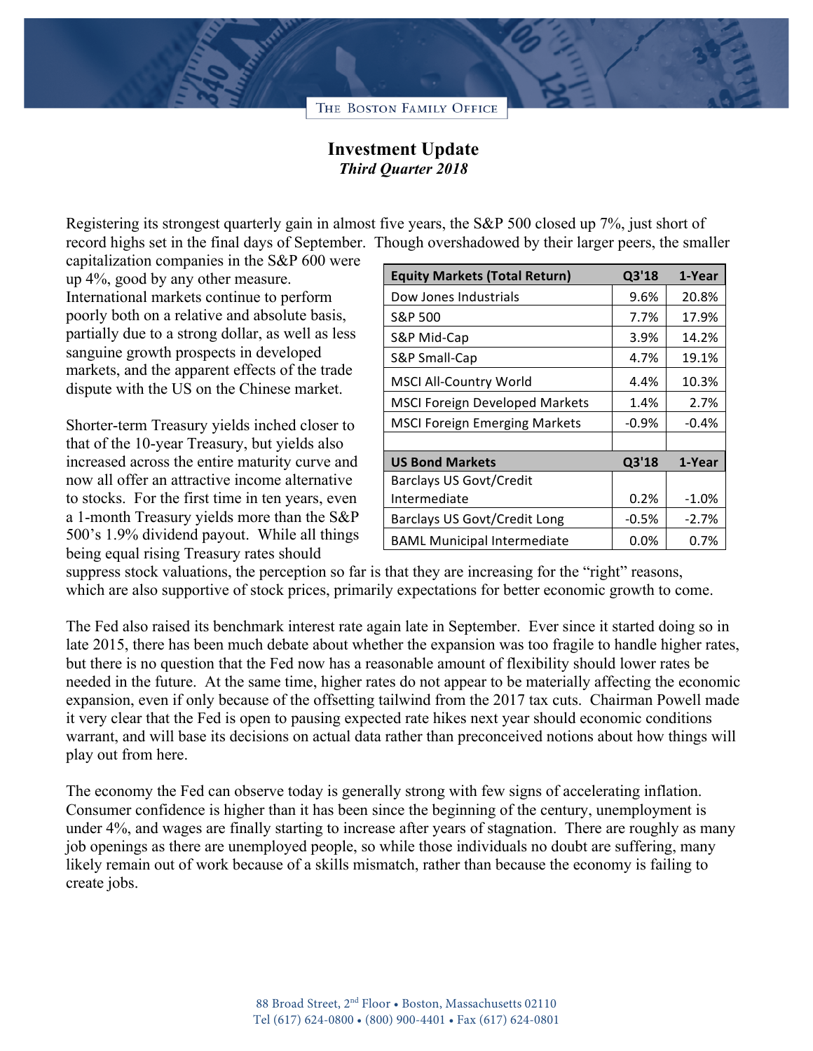THE BOSTON FAMILY OFFICE

# Investment Update
*Third Quarter 2018*

Registering its strongest quarterly gain in almost five years, the S&P 500 closed up 7%, just short of record highs set in the final days of September. Though overshadowed by their larger peers, the smaller capitalization companies in the S&P 600 were up 4%, good by any other measure. International markets continue to perform poorly both on a relative and absolute basis, partially due to a strong dollar, as well as less sanguine growth prospects in developed markets, and the apparent effects of the trade dispute with the US on the Chinese market.

| Equity Markets (Total Return) | Q3'18 | 1-Year |
|---|---|---|
| Dow Jones Industrials | 9.6% | 20.8% |
| S&P 500 | 7.7% | 17.9% |
| S&P Mid-Cap | 3.9% | 14.2% |
| S&P Small-Cap | 4.7% | 19.1% |
| MSCI All-Country World | 4.4% | 10.3% |
| MSCI Foreign Developed Markets | 1.4% | 2.7% |
| MSCI Foreign Emerging Markets | -0.9% | -0.4% |
| | | |
| **US Bond Markets** | **Q3'18** | **1-Year** |
| Barclays US Govt/Credit Intermediate | 0.2% | -1.0% |
| Barclays US Govt/Credit Long | -0.5% | -2.7% |
| BAML Municipal Intermediate | 0.0% | 0.7% |

Shorter-term Treasury yields inched closer to that of the 10-year Treasury, but yields also increased across the entire maturity curve and now all offer an attractive income alternative to stocks. For the first time in ten years, even a 1-month Treasury yields more than the S&P 500's 1.9% dividend payout. While all things being equal rising Treasury rates should suppress stock valuations, the perception so far is that they are increasing for the "right" reasons, which are also supportive of stock prices, primarily expectations for better economic growth to come.

The Fed also raised its benchmark interest rate again late in September. Ever since it started doing so in late 2015, there has been much debate about whether the expansion was too fragile to handle higher rates, but there is no question that the Fed now has a reasonable amount of flexibility should lower rates be needed in the future. At the same time, higher rates do not appear to be materially affecting the economic expansion, even if only because of the offsetting tailwind from the 2017 tax cuts. Chairman Powell made it very clear that the Fed is open to pausing expected rate hikes next year should economic conditions warrant, and will base its decisions on actual data rather than preconceived notions about how things will play out from here.

The economy the Fed can observe today is generally strong with few signs of accelerating inflation. Consumer confidence is higher than it has been since the beginning of the century, unemployment is under 4%, and wages are finally starting to increase after years of stagnation. There are roughly as many job openings as there are unemployed people, so while those individuals no doubt are suffering, many likely remain out of work because of a skills mismatch, rather than because the economy is failing to create jobs.

88 Broad Street, 2nd Floor • Boston, Massachusetts 02110
Tel (617) 624-0800 • (800) 900-4401 • Fax (617) 624-0801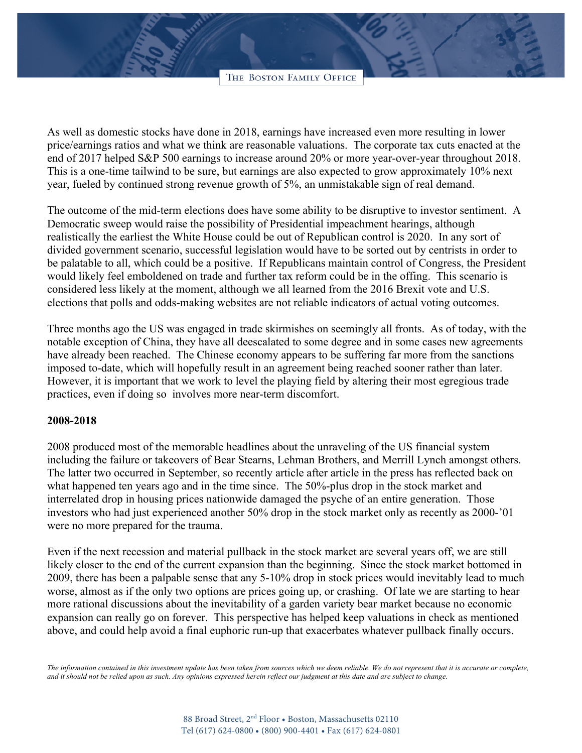As well as domestic stocks have done in 2018, earnings have increased even more resulting in lower price/earnings ratios and what we think are reasonable valuations. The corporate tax cuts enacted at the end of 2017 helped S&P 500 earnings to increase around 20% or more year-over-year throughout 2018. This is a one-time tailwind to be sure, but earnings are also expected to grow approximately 10% next year, fueled by continued strong revenue growth of 5%, an unmistakable sign of real demand.

The outcome of the mid-term elections does have some ability to be disruptive to investor sentiment. A Democratic sweep would raise the possibility of Presidential impeachment hearings, although realistically the earliest the White House could be out of Republican control is 2020. In any sort of divided government scenario, successful legislation would have to be sorted out by centrists in order to be palatable to all, which could be a positive. If Republicans maintain control of Congress, the President would likely feel emboldened on trade and further tax reform could be in the offing. This scenario is considered less likely at the moment, although we all learned from the 2016 Brexit vote and U.S. elections that polls and odds-making websites are not reliable indicators of actual voting outcomes.

Three months ago the US was engaged in trade skirmishes on seemingly all fronts. As of today, with the notable exception of China, they have all deescalated to some degree and in some cases new agreements have already been reached. The Chinese economy appears to be suffering far more from the sanctions imposed to-date, which will hopefully result in an agreement being reached sooner rather than later. However, it is important that we work to level the playing field by altering their most egregious trade practices, even if doing so involves more near-term discomfort.

**2008-2018**

2008 produced most of the memorable headlines about the unraveling of the US financial system including the failure or takeovers of Bear Stearns, Lehman Brothers, and Merrill Lynch amongst others. The latter two occurred in September, so recently article after article in the press has reflected back on what happened ten years ago and in the time since. The 50%-plus drop in the stock market and interrelated drop in housing prices nationwide damaged the psyche of an entire generation. Those investors who had just experienced another 50% drop in the stock market only as recently as 2000-'01 were no more prepared for the trauma.

Even if the next recession and material pullback in the stock market are several years off, we are still likely closer to the end of the current expansion than the beginning. Since the stock market bottomed in 2009, there has been a palpable sense that any 5-10% drop in stock prices would inevitably lead to much worse, almost as if the only two options are prices going up, or crashing. Of late we are starting to hear more rational discussions about the inevitability of a garden variety bear market because no economic expansion can really go on forever. This perspective has helped keep valuations in check as mentioned above, and could help avoid a final euphoric run-up that exacerbates whatever pullback finally occurs.

*The information contained in this investment update has been taken from sources which we deem reliable. We do not represent that it is accurate or complete, and it should not be relied upon as such. Any opinions expressed herein reflect our judgment at this date and are subject to change.*